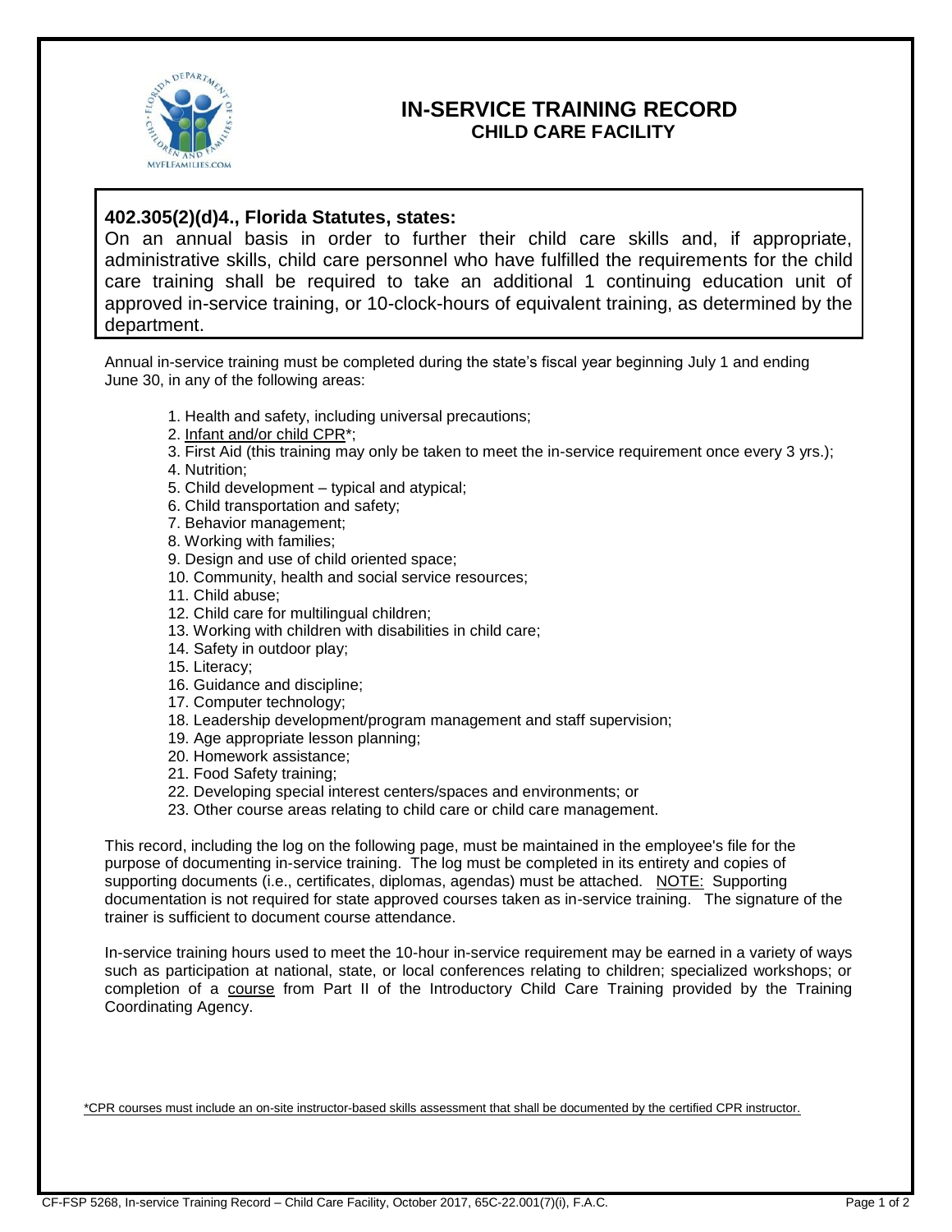# IN-SERVICE TRAINING RECORD
## CHILD CARE FACILITY

**402.305(2)(d)4., Florida Statutes, states:**

On an annual basis in order to further their child care skills and, if appropriate, administrative skills, child care personnel who have fulfilled the requirements for the child care training shall be required to take an additional 1 continuing education unit of approved in-service training, or 10-clock-hours of equivalent training, as determined by the department.

Annual in-service training must be completed during the state's fiscal year beginning July 1 and ending June 30, in any of the following areas:

1. Health and safety, including universal precautions;
2. Infant and/or child CPR*;
3. First Aid (this training may only be taken to meet the in-service requirement once every 3 yrs.);
4. Nutrition;
5. Child development – typical and atypical;
6. Child transportation and safety;
7. Behavior management;
8. Working with families;
9. Design and use of child oriented space;
10. Community, health and social service resources;
11. Child abuse;
12. Child care for multilingual children;
13. Working with children with disabilities in child care;
14. Safety in outdoor play;
15. Literacy;
16. Guidance and discipline;
17. Computer technology;
18. Leadership development/program management and staff supervision;
19. Age appropriate lesson planning;
20. Homework assistance;
21. Food Safety training;
22. Developing special interest centers/spaces and environments; or
23. Other course areas relating to child care or child care management.

This record, including the log on the following page, must be maintained in the employee's file for the purpose of documenting in-service training. The log must be completed in its entirety and copies of supporting documents (i.e., certificates, diplomas, agendas) must be attached. NOTE: Supporting documentation is not required for state approved courses taken as in-service training. The signature of the trainer is sufficient to document course attendance.

In-service training hours used to meet the 10-hour in-service requirement may be earned in a variety of ways such as participation at national, state, or local conferences relating to children; specialized workshops; or completion of a course from Part II of the Introductory Child Care Training provided by the Training Coordinating Agency.

*CPR courses must include an on-site instructor-based skills assessment that shall be documented by the certified CPR instructor.

CF-FSP 5268, In-service Training Record – Child Care Facility, October 2017, 65C-22.001(7)(i), F.A.C.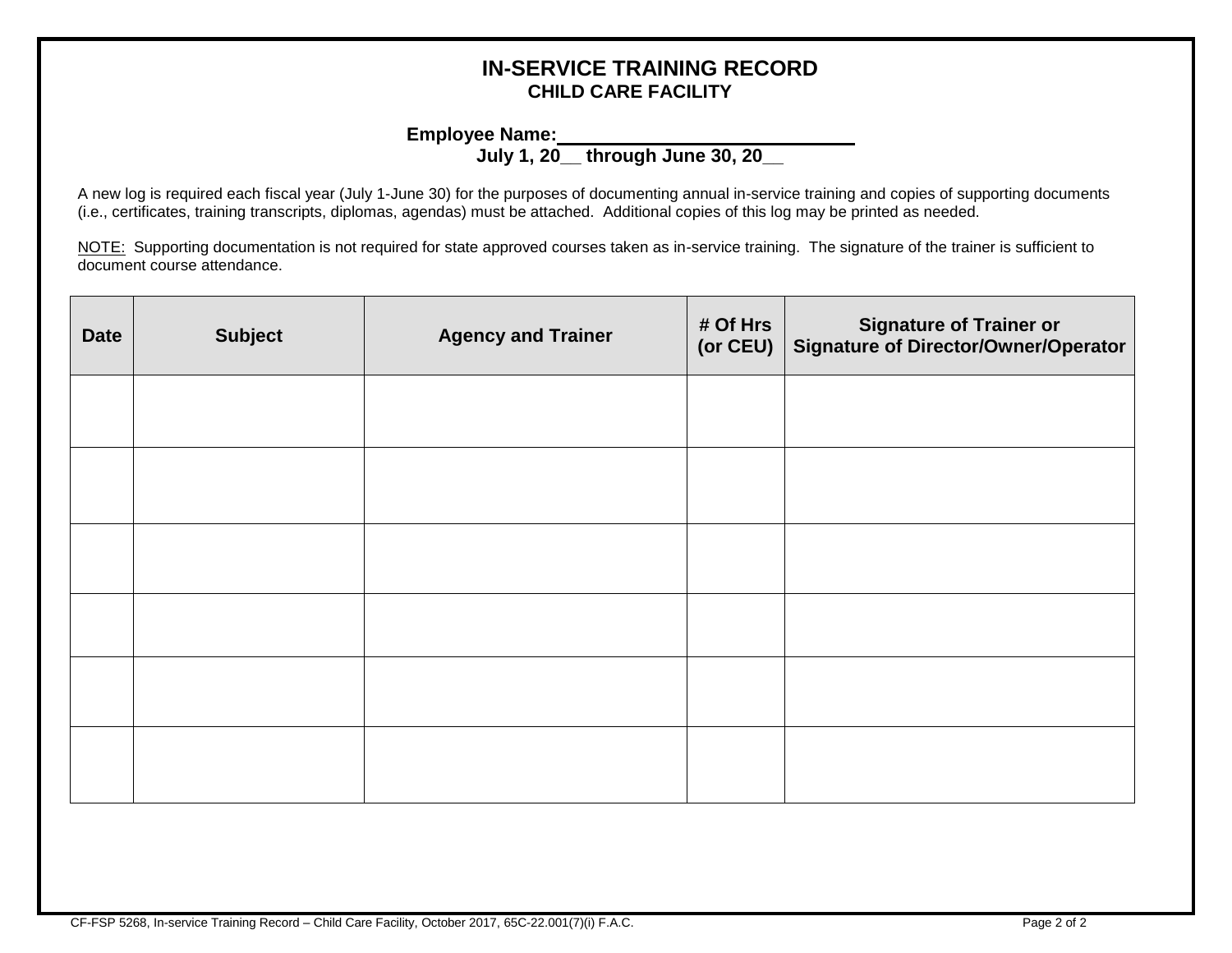# IN-SERVICE TRAINING RECORD
## CHILD CARE FACILITY

**Employee Name:**\_\_\_\_\_\_\_\_\_\_\_\_\_\_\_\_\_\_\_\_\_\_\_\_\_\_\_\_

**July 1, 20\_\_ through June 30, 20\_\_**

A new log is required each fiscal year (July 1-June 30) for the purposes of documenting annual in-service training and copies of supporting documents (i.e., certificates, training transcripts, diplomas, agendas) must be attached. Additional copies of this log may be printed as needed.

NOTE: Supporting documentation is not required for state approved courses taken as in-service training. The signature of the trainer is sufficient to document course attendance.

| Date | Subject | Agency and Trainer | # Of Hrs (or CEU) | Signature of Trainer or Signature of Director/Owner/Operator |
|---|---|---|---|---|
| | | | | |
| | | | | |
| | | | | |
| | | | | |
| | | | | |
| | | | | |

CF-FSP 5268, In-service Training Record – Child Care Facility, October 2017, 65C-22.001(7)(i) F.A.C.